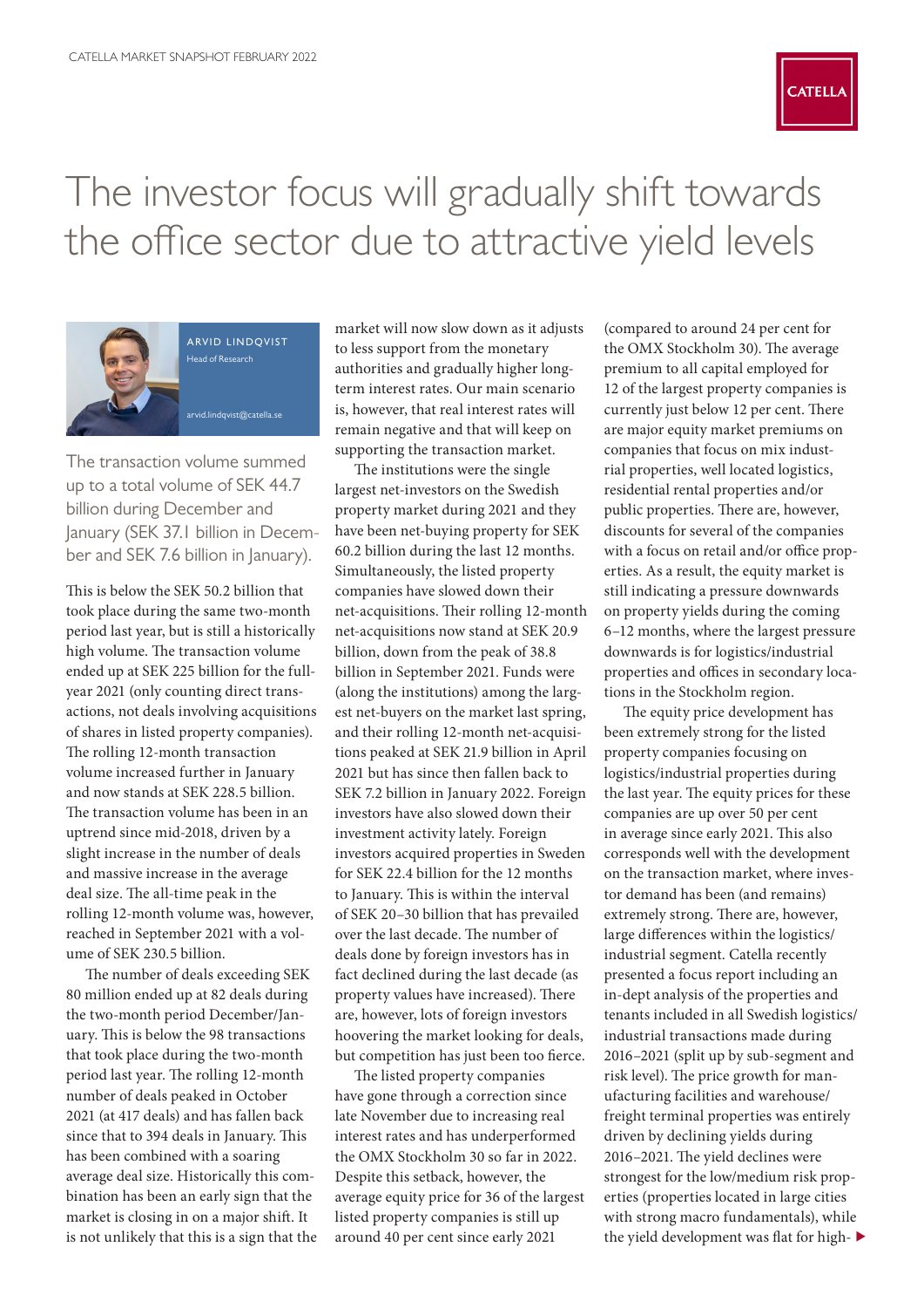# The investor focus will gradually shift towards the office sector due to attractive yield levels

ARVID LINDQVIST
Head of Research

arvid.lindqvist@catella.se

The transaction volume summed up to a total volume of SEK 44.7 billion during December and January (SEK 37.1 billion in December and SEK 7.6 billion in January).

This is below the SEK 50.2 billion that took place during the same two-month period last year, but is still a historically high volume. The transaction volume ended up at SEK 225 billion for the full-year 2021 (only counting direct transactions, not deals involving acquisitions of shares in listed property companies). The rolling 12-month transaction volume increased further in January and now stands at SEK 228.5 billion. The transaction volume has been in an uptrend since mid-2018, driven by a slight increase in the number of deals and massive increase in the average deal size. The all-time peak in the rolling 12-month volume was, however, reached in September 2021 with a volume of SEK 230.5 billion.

The number of deals exceeding SEK 80 million ended up at 82 deals during the two-month period December/January. This is below the 98 transactions that took place during the two-month period last year. The rolling 12-month number of deals peaked in October 2021 (at 417 deals) and has fallen back since that to 394 deals in January. This has been combined with a soaring average deal size. Historically this combination has been an early sign that the market is closing in on a major shift. It is not unlikely that this is a sign that the market will now slow down as it adjusts to less support from the monetary authorities and gradually higher long-term interest rates. Our main scenario is, however, that real interest rates will remain negative and that will keep on supporting the transaction market.

The institutions were the single largest net-investors on the Swedish property market during 2021 and they have been net-buying property for SEK 60.2 billion during the last 12 months. Simultaneously, the listed property companies have slowed down their net-acquisitions. Their rolling 12-month net-acquisitions now stand at SEK 20.9 billion, down from the peak of 38.8 billion in September 2021. Funds were (along the institutions) among the largest net-buyers on the market last spring, and their rolling 12-month net-acquisitions peaked at SEK 21.9 billion in April 2021 but has since then fallen back to SEK 7.2 billion in January 2022. Foreign investors have also slowed down their investment activity lately. Foreign investors acquired properties in Sweden for SEK 22.4 billion for the 12 months to January. This is within the interval of SEK 20–30 billion that has prevailed over the last decade. The number of deals done by foreign investors has in fact declined during the last decade (as property values have increased). There are, however, lots of foreign investors hoovering the market looking for deals, but competition has just been too fierce.

The listed property companies have gone through a correction since late November due to increasing real interest rates and has underperformed the OMX Stockholm 30 so far in 2022. Despite this setback, however, the average equity price for 36 of the largest listed property companies is still up around 40 per cent since early 2021 (compared to around 24 per cent for the OMX Stockholm 30). The average premium to all capital employed for 12 of the largest property companies is currently just below 12 per cent. There are major equity market premiums on companies that focus on mix industrial properties, well located logistics, residential rental properties and/or public properties. There are, however, discounts for several of the companies with a focus on retail and/or office properties. As a result, the equity market is still indicating a pressure downwards on property yields during the coming 6–12 months, where the largest pressure downwards is for logistics/industrial properties and offices in secondary locations in the Stockholm region.

The equity price development has been extremely strong for the listed property companies focusing on logistics/industrial properties during the last year. The equity prices for these companies are up over 50 per cent in average since early 2021. This also corresponds well with the development on the transaction market, where investor demand has been (and remains) extremely strong. There are, however, large differences within the logistics/industrial segment. Catella recently presented a focus report including an in-dept analysis of the properties and tenants included in all Swedish logistics/industrial transactions made during 2016–2021 (split up by sub-segment and risk level). The price growth for manufacturing facilities and warehouse/freight terminal properties was entirely driven by declining yields during 2016–2021. The yield declines were strongest for the low/medium risk properties (properties located in large cities with strong macro fundamentals), while the yield development was flat for high-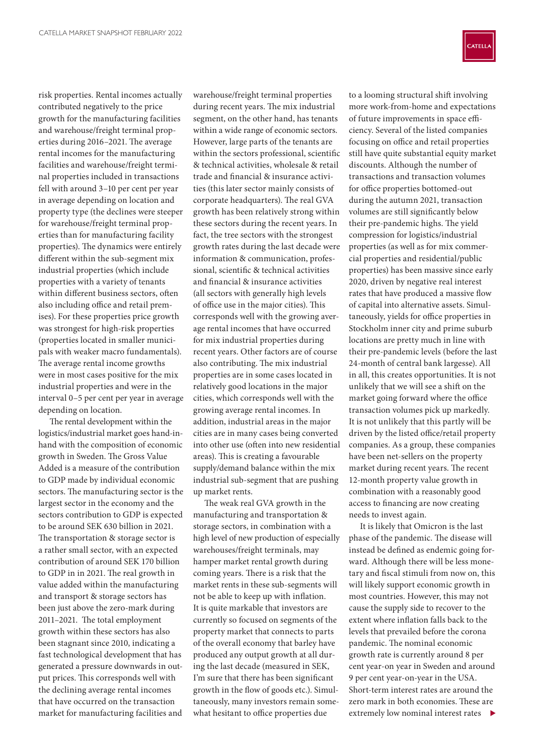risk properties. Rental incomes actually contributed negatively to the price growth for the manufacturing facilities and warehouse/freight terminal properties during 2016–2021. The average rental incomes for the manufacturing facilities and warehouse/freight terminal properties included in transactions fell with around 3–10 per cent per year in average depending on location and property type (the declines were steeper for warehouse/freight terminal properties than for manufacturing facility properties). The dynamics were entirely different within the sub-segment mix industrial properties (which include properties with a variety of tenants within different business sectors, often also including office and retail premises). For these properties price growth was strongest for high-risk properties (properties located in smaller municipals with weaker macro fundamentals). The average rental income growths were in most cases positive for the mix industrial properties and were in the interval 0–5 per cent per year in average depending on location.

The rental development within the logistics/industrial market goes hand-in-hand with the composition of economic growth in Sweden. The Gross Value Added is a measure of the contribution to GDP made by individual economic sectors. The manufacturing sector is the largest sector in the economy and the sectors contribution to GDP is expected to be around SEK 630 billion in 2021. The transportation & storage sector is a rather small sector, with an expected contribution of around SEK 170 billion to GDP in in 2021. The real growth in value added within the manufacturing and transport & storage sectors has been just above the zero-mark during 2011–2021. The total employment growth within these sectors has also been stagnant since 2010, indicating a fast technological development that has generated a pressure downwards in output prices. This corresponds well with the declining average rental incomes that have occurred on the transaction market for manufacturing facilities and warehouse/freight terminal properties during recent years. The mix industrial segment, on the other hand, has tenants within a wide range of economic sectors. However, large parts of the tenants are within the sectors professional, scientific & technical activities, wholesale & retail trade and financial & insurance activities (this later sector mainly consists of corporate headquarters). The real GVA growth has been relatively strong within these sectors during the recent years. In fact, the tree sectors with the strongest growth rates during the last decade were information & communication, professional, scientific & technical activities and financial & insurance activities (all sectors with generally high levels of office use in the major cities). This corresponds well with the growing average rental incomes that have occurred for mix industrial properties during recent years. Other factors are of course also contributing. The mix industrial properties are in some cases located in relatively good locations in the major cities, which corresponds well with the growing average rental incomes. In addition, industrial areas in the major cities are in many cases being converted into other use (often into new residential areas). This is creating a favourable supply/demand balance within the mix industrial sub-segment that are pushing up market rents.

The weak real GVA growth in the manufacturing and transportation & storage sectors, in combination with a high level of new production of especially warehouses/freight terminals, may hamper market rental growth during coming years. There is a risk that the market rents in these sub-segments will not be able to keep up with inflation. It is quite markable that investors are currently so focused on segments of the property market that connects to parts of the overall economy that barley have produced any output growth at all during the last decade (measured in SEK, I'm sure that there has been significant growth in the flow of goods etc.). Simultaneously, many investors remain somewhat hesitant to office properties due to a looming structural shift involving more work-from-home and expectations of future improvements in space efficiency. Several of the listed companies focusing on office and retail properties still have quite substantial equity market discounts. Although the number of transactions and transaction volumes for office properties bottomed-out during the autumn 2021, transaction volumes are still significantly below their pre-pandemic highs. The yield compression for logistics/industrial properties (as well as for mix commercial properties and residential/public properties) has been massive since early 2020, driven by negative real interest rates that have produced a massive flow of capital into alternative assets. Simultaneously, yields for office properties in Stockholm inner city and prime suburb locations are pretty much in line with their pre-pandemic levels (before the last 24-month of central bank largesse). All in all, this creates opportunities. It is not unlikely that we will see a shift on the market going forward where the office transaction volumes pick up markedly. It is not unlikely that this partly will be driven by the listed office/retail property companies. As a group, these companies have been net-sellers on the property market during recent years. The recent 12-month property value growth in combination with a reasonably good access to financing are now creating needs to invest again.

It is likely that Omicron is the last phase of the pandemic. The disease will instead be defined as endemic going forward. Although there will be less monetary and fiscal stimuli from now on, this will likely support economic growth in most countries. However, this may not cause the supply side to recover to the extent where inflation falls back to the levels that prevailed before the corona pandemic. The nominal economic growth rate is currently around 8 per cent year-on year in Sweden and around 9 per cent year-on-year in the USA. Short-term interest rates are around the zero mark in both economies. These are extremely low nominal interest rates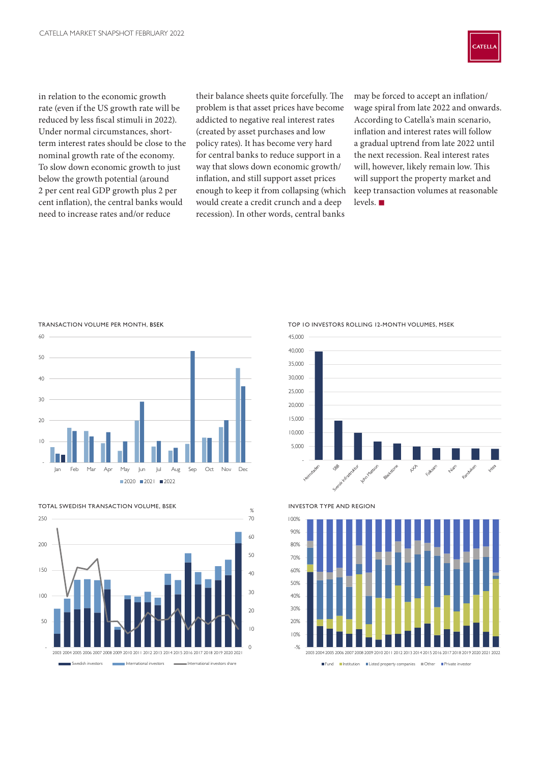in relation to the economic growth rate (even if the US growth rate will be reduced by less fiscal stimuli in 2022). Under normal circumstances, short-term interest rates should be close to the nominal growth rate of the economy. To slow down economic growth to just below the growth potential (around 2 per cent real GDP growth plus 2 per cent inflation), the central banks would need to increase rates and/or reduce their balance sheets quite forcefully. The problem is that asset prices have become addicted to negative real interest rates (created by asset purchases and low policy rates). It has become very hard for central banks to reduce support in a way that slows down economic growth/inflation, and still support asset prices enough to keep it from collapsing (which would create a credit crunch and a deep recession). In other words, central banks may be forced to accept an inflation/wage spiral from late 2022 and onwards. According to Catella's main scenario, inflation and interest rates will follow a gradual uptrend from late 2022 until the next recession. Real interest rates will, however, likely remain low. This will support the property market and keep transaction volumes at reasonable levels. ■

TRANSACTION VOLUME PER MONTH, BSEK

60
50
40
30
20
10
-

Jan Feb Mar Apr May Jun Jul Aug Sep Oct Nov Dec

2020 2021 2022

TOP 10 INVESTORS ROLLING 12-MONTH VOLUMES, MSEK

45,000
40,000
35,000
30,000
25,000
20,000
15,000
10,000
5,000
-

Heimstaden SBB Svensk Infrastruktur John Mattson Blackstone AXA Folksam Niam Randviken Intea

TOTAL SWEDISH TRANSACTION VOLUME, BSEK

250
200
150
100
50
-

%
70
60
50
40
30
20
10
0

2003 2004 2005 2006 2007 2008 2009 2010 2011 2012 2013 2014 2015 2016 2017 2018 2019 2020 2021

Swedish investors International investors International investors share

INVESTOR TYPE AND REGION

100%
90%
80%
70%
60%
50%
40%
30%
20%
10%
-%

2003 2004 2005 2006 2007 2008 2009 2010 2011 2012 2013 2014 2015 2016 2017 2018 2019 2020 2021 2022

Fund Institution Listed property companies Other Private investor